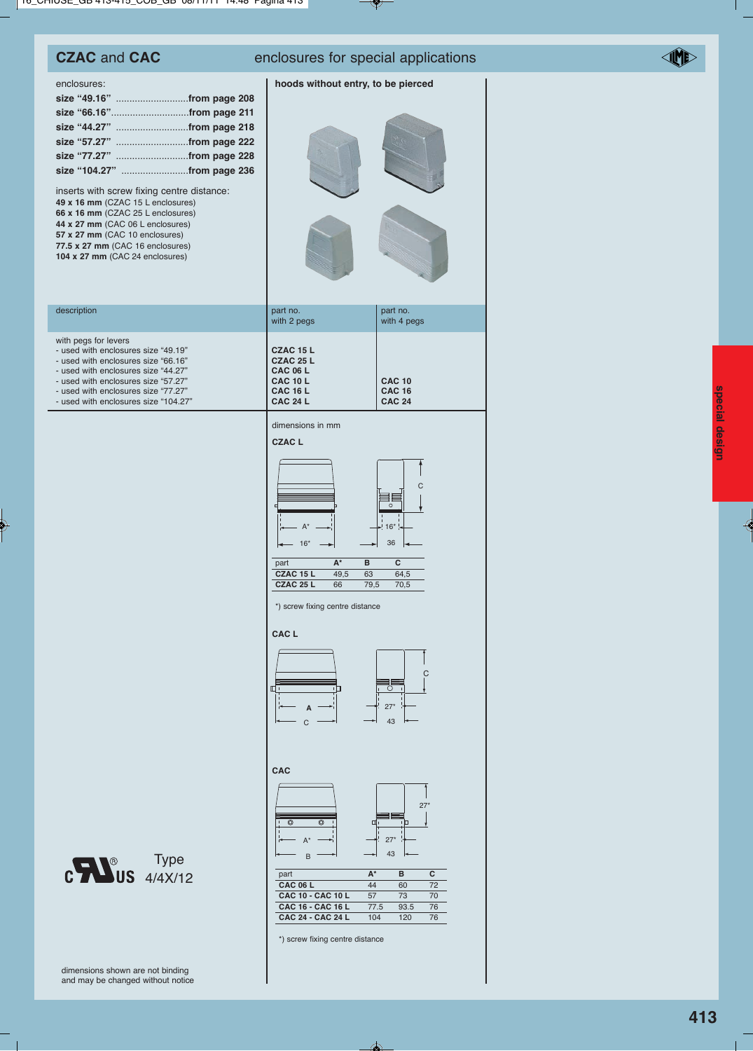## CZAC and CAC enclosures for special applications

enclosures:

**size "49.16"** ..........................**from page 208**
**size "66.16"**..........................**from page 211**
**size "44.27"** ..........................**from page 218**
**size "57.27"** ..........................**from page 222**
**size "77.27"** ..........................**from page 228**
**size "104.27"** ........................**from page 236**

inserts with screw fixing centre distance:
**49 x 16 mm** (CZAC 15 L enclosures)
**66 x 16 mm** (CZAC 25 L enclosures)
**44 x 27 mm** (CAC 06 L enclosures)
**57 x 27 mm** (CAC 10 enclosures)
**77.5 x 27 mm** (CAC 16 enclosures)
**104 x 27 mm** (CAC 24 enclosures)

### hoods without entry, to be pierced

| description | part no. with 2 pegs | part no. with 4 pegs |
|---|---|---|
| with pegs for levers | | |
| - used with enclosures size "49.19" | **CZAC 15 L** | |
| - used with enclosures size "66.16" | **CZAC 25 L** | |
| - used with enclosures size "44.27" | **CAC 06 L** | |
| - used with enclosures size "57.27" | **CAC 10 L** | **CAC 10** |
| - used with enclosures size "77.27" | **CAC 16 L** | **CAC 16** |
| - used with enclosures size "104.27" | **CAC 24 L** | **CAC 24** |

dimensions in mm

**CZAC L**

| part | A* | B | C |
|---|---|---|---|
| **CZAC 15 L** | 49,5 | 63 | 64,5 |
| **CZAC 25 L** | 66 | 79,5 | 70,5 |

*) screw fixing centre distance

**CAC L**

**CAC**

| part | A* | B | C |
|---|---|---|---|
| **CAC 06 L** | 44 | 60 | 72 |
| **CAC 10 - CAC 10 L** | 57 | 73 | 70 |
| **CAC 16 - CAC 16 L** | 77.5 | 93.5 | 76 |
| **CAC 24 - CAC 24 L** | 104 | 120 | 76 |

*) screw fixing centre distance

c UL us Type 4/4X/12

dimensions shown are not binding and may be changed without notice

special design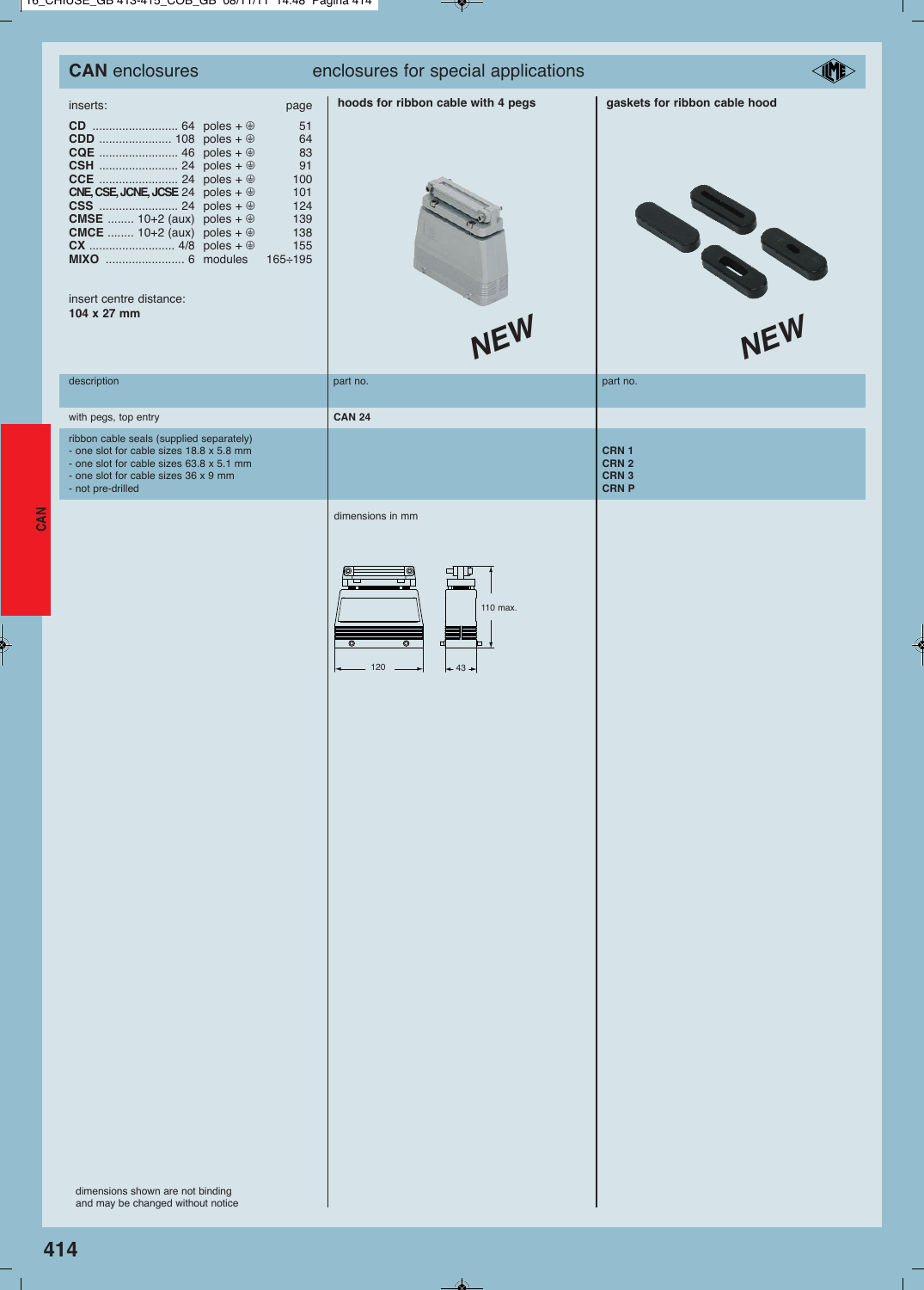## CAN enclosures — enclosures for special applications

| inserts: | | | page |
|---|---|---|---|
| **CD** | 64 | poles + ⏚ | 51 |
| **CDD** | 108 | poles + ⏚ | 64 |
| **CQE** | 46 | poles + ⏚ | 83 |
| **CSH** | 24 | poles + ⏚ | 91 |
| **CCE** | 24 | poles + ⏚ | 100 |
| **CNE, CSE, JCNE, JCSE** | 24 | poles + ⏚ | 101 |
| **CSS** | 24 | poles + ⏚ | 124 |
| **CMSE** | 10+2 (aux) | poles + ⏚ | 139 |
| **CMCE** | 10+2 (aux) | poles + ⏚ | 138 |
| **CX** | 4/8 | poles + ⏚ | 155 |
| **MIXO** | 6 | modules | 165÷195 |

insert centre distance:
**104 x 27 mm**

| description | hoods for ribbon cable with 4 pegs — NEW<br>part no. | gaskets for ribbon cable hood — NEW<br>part no. |
|---|---|---|
| with pegs, top entry | **CAN 24** | |
| ribbon cable seals (supplied separately)<br>- one slot for cable sizes 18.8 x 5.8 mm<br>- one slot for cable sizes 63.8 x 5.1 mm<br>- one slot for cable sizes 36 x 9 mm<br>- not pre-drilled | | **CRN 1**<br>**CRN 2**<br>**CRN 3**<br>**CRN P** |

dimensions in mm

120 — 43 — 110 max.

dimensions shown are not binding
and may be changed without notice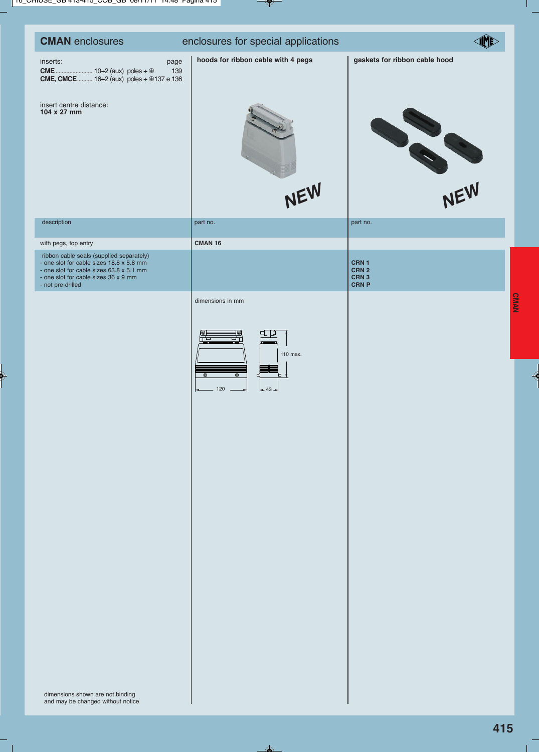# CMAN enclosures — enclosures for special applications

inserts: page
**CME** ........................ 10+2 (aux) poles + ⊕ 139
**CME, CMCE**.......... 16+2 (aux) poles + ⊕137 e 136

insert centre distance:
**104 x 27 mm**

| description | hoods for ribbon cable with 4 pegs | gaskets for ribbon cable hood |
|---|---|---|
| | NEW | NEW |
| | part no. | part no. |
| with pegs, top entry | **CMAN 16** | |
| ribbon cable seals (supplied separately)<br>- one slot for cable sizes 18.8 x 5.8 mm<br>- one slot for cable sizes 63.8 x 5.1 mm<br>- one slot for cable sizes 36 x 9 mm<br>- not pre-drilled | | **CRN 1**<br>**CRN 2**<br>**CRN 3**<br>**CRN P** |

dimensions in mm

120 — 43 — 110 max.

dimensions shown are not binding
and may be changed without notice

CMAN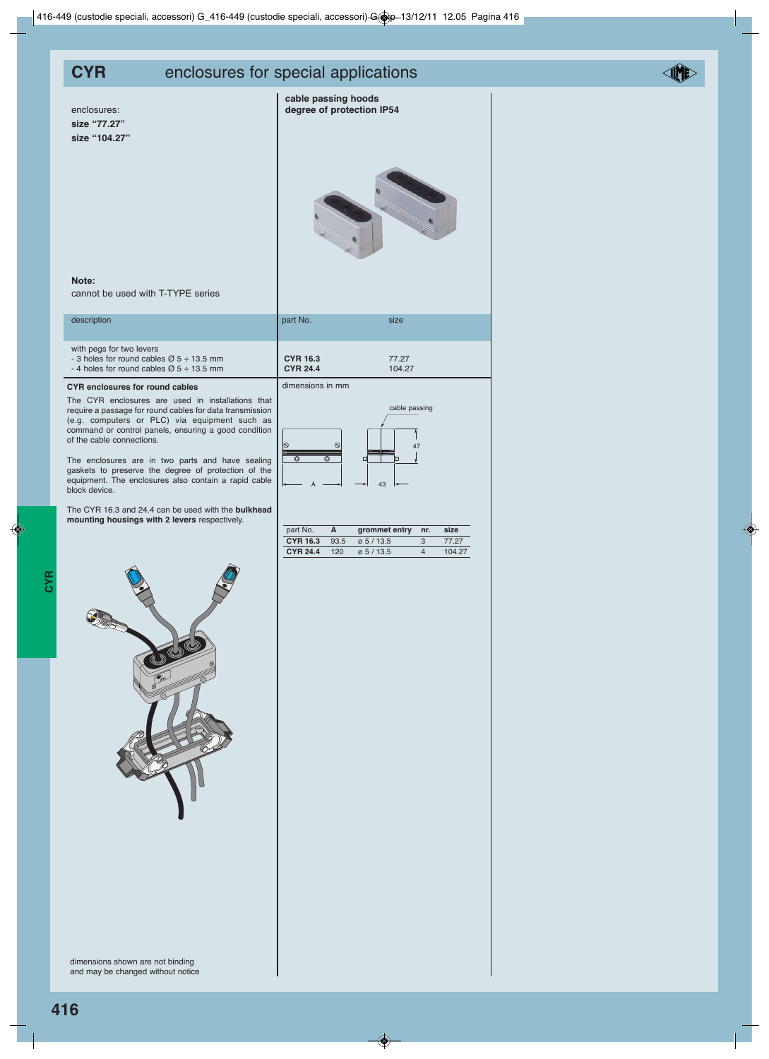# CYR enclosures for special applications

enclosures:
**size "77.27"**
**size "104.27"**

**cable passing hoods**
**degree of protection IP54**

**Note:**
cannot be used with T-TYPE series

| description | part No. | size |
|---|---|---|
| with pegs for two levers<br>- 3 holes for round cables Ø 5 ÷ 13.5 mm<br>- 4 holes for round cables Ø 5 ÷ 13.5 mm | **CYR 16.3**<br>**CYR 24.4** | 77.27<br>104.27 |

**CYR enclosures for round cables**

The CYR enclosures are used in installations that require a passage for round cables for data transmission (e.g. computers or PLC) via equipment such as command or control panels, ensuring a good condition of the cable connections.

The enclosures are in two parts and have sealing gaskets to preserve the degree of protection of the equipment. The enclosures also contain a rapid cable block device.

The CYR 16.3 and 24.4 can be used with the **bulkhead mounting housings with 2 levers** respectively.

dimensions in mm

cable passing

47

A

43

| part No. | A | grommet entry | nr. | size |
|---|---|---|---|---|
| **CYR 16.3** | 93.5 | ø 5 / 13.5 | 3 | 77.27 |
| **CYR 24.4** | 120 | ø 5 / 13.5 | 4 | 104.27 |

dimensions shown are not binding and may be changed without notice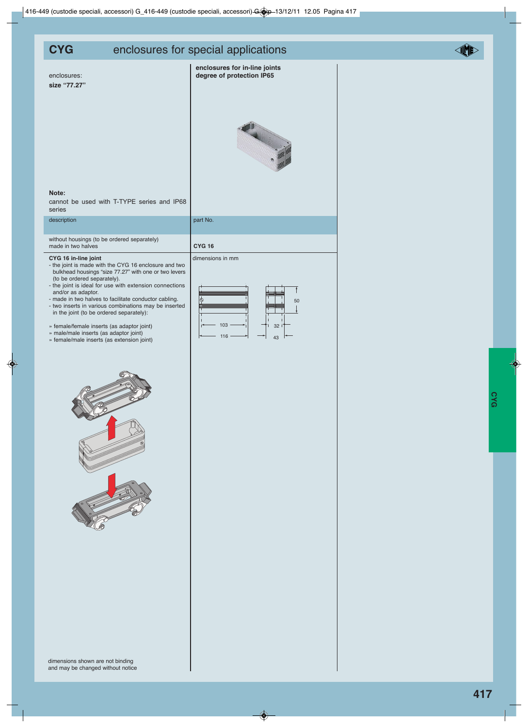# CYG enclosures for special applications

enclosures:
**size "77.27"**

**enclosures for in-line joints**
**degree of protection IP65**

**Note:**
cannot be used with T-TYPE series and IP68 series

| description | part No. |
|---|---|
| without housings (to be ordered separately)<br>made in two halves | **CYG 16** |

**CYG 16 in-line joint**
- the joint is made with the CYG 16 enclosure and two bulkhead housings "size 77.27" with one or two levers (to be ordered separately).
- the joint is ideal for use with extension connections and/or as adaptor.
- made in two halves to facilitate conductor cabling.
- two inserts in various combinations may be inserted in the joint (to be ordered separately):

» female/female inserts (as adaptor joint)
» male/male inserts (as adaptor joint)
» female/male inserts (as extension joint)

dimensions in mm

103 116 32 43 50

dimensions shown are not binding
and may be changed without notice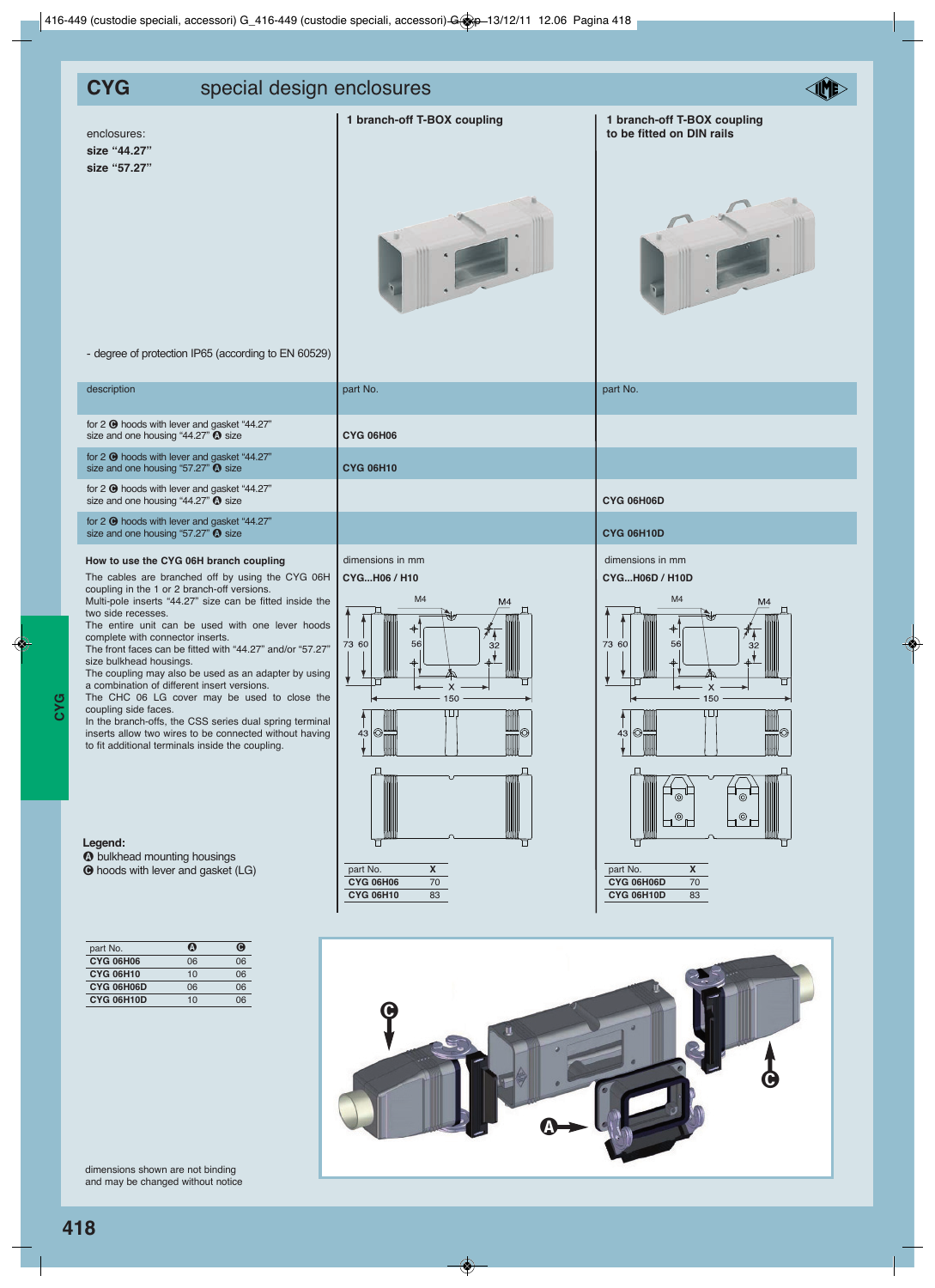# CYG special design enclosures

enclosures:
**size "44.27"**
**size "57.27"**

- degree of protection IP65 (according to EN 60529)

| description | 1 branch-off T-BOX coupling<br>part No. | 1 branch-off T-BOX coupling to be fitted on DIN rails<br>part No. |
|---|---|---|
| for 2 Ⓒ hoods with lever and gasket "44.27" size and one housing "44.27" Ⓐ size | **CYG 06H06** | |
| for 2 Ⓒ hoods with lever and gasket "44.27" size and one housing "57.27" Ⓐ size | **CYG 06H10** | |
| for 2 Ⓒ hoods with lever and gasket "44.27" size and one housing "44.27" Ⓐ size | | **CYG 06H06D** |
| for 2 Ⓒ hoods with lever and gasket "44.27" size and one housing "57.27" Ⓐ size | | **CYG 06H10D** |

### How to use the CYG 06H branch coupling

The cables are branched off by using the CYG 06H coupling in the 1 or 2 branch-off versions.
Multi-pole inserts "44.27" size can be fitted inside the two side recesses.
The entire unit can be used with one lever hoods complete with connector inserts.
The front faces can be fitted with "44.27" and/or "57.27" size bulkhead housings.
The coupling may also be used as an adapter by using a combination of different insert versions.
The CHC 06 LG cover may be used to close the coupling side faces.
In the branch-offs, the CSS series dual spring terminal inserts allow two wires to be connected without having to fit additional terminals inside the coupling.

**Legend:**
Ⓐ bulkhead mounting housings
Ⓒ hoods with lever and gasket (LG)

dimensions in mm
**CYG...H06 / H10**

| part No. | X |
|---|---|
| **CYG 06H06** | 70 |
| **CYG 06H10** | 83 |

dimensions in mm
**CYG...H06D / H10D**

| part No. | X |
|---|---|
| **CYG 06H06D** | 70 |
| **CYG 06H10D** | 83 |

| part No. | Ⓐ | Ⓒ |
|---|---|---|
| **CYG 06H06** | 06 | 06 |
| **CYG 06H10** | 10 | 06 |
| **CYG 06H06D** | 06 | 06 |
| **CYG 06H10D** | 10 | 06 |

dimensions shown are not binding and may be changed without notice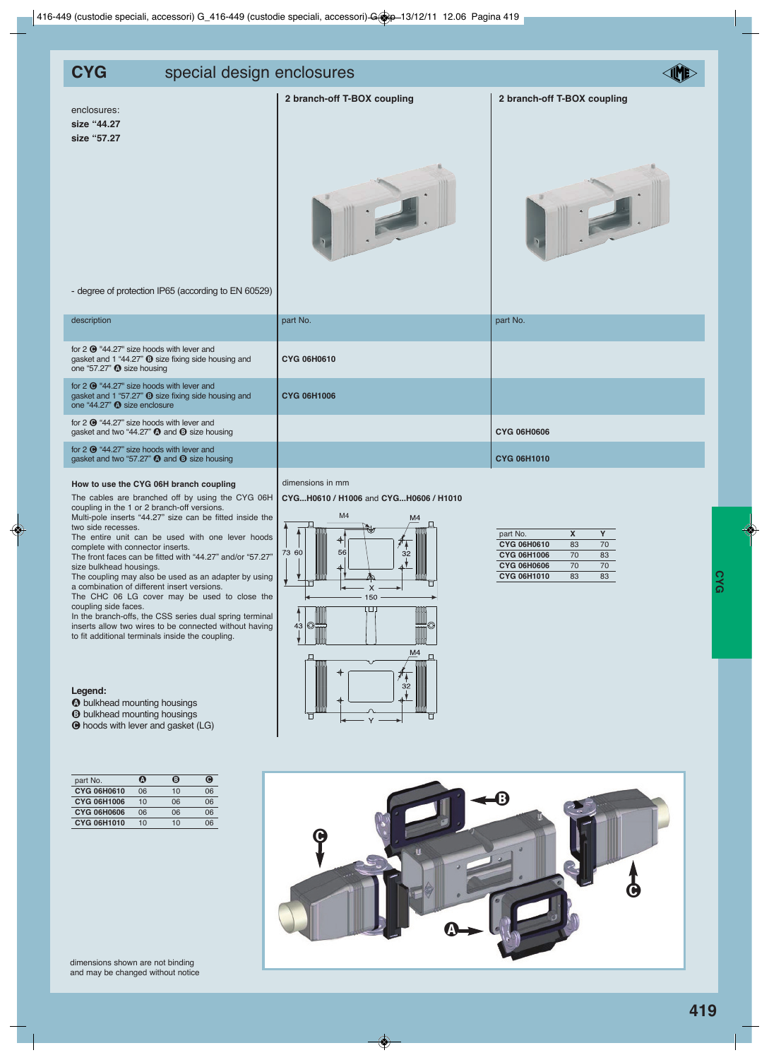# CYG special design enclosures

enclosures:
**size "44.27**
**size "57.27**

- degree of protection IP65 (according to EN 60529)

| description | 2 branch-off T-BOX coupling part No. | 2 branch-off T-BOX coupling part No. |
|---|---|---|
| for 2 C "44.27" size hoods with lever and gasket and 1 "44.27" B size fixing side housing and one "57.27" A size housing | **CYG 06H0610** | |
| for 2 C "44.27" size hoods with lever and gasket and 1 "57.27" B size fixing side housing and one "44.27" A size enclosure | **CYG 06H1006** | |
| for 2 C "44.27" size hoods with lever and gasket and two "44.27" A and B size housing | | **CYG 06H0606** |
| for 2 C "44.27" size hoods with lever and gasket and two "57.27" A and B size housing | | **CYG 06H1010** |

### How to use the CYG 06H branch coupling

The cables are branched off by using the CYG 06H coupling in the 1 or 2 branch-off versions.
Multi-pole inserts "44.27" size can be fitted inside the two side recesses.
The entire unit can be used with one lever hoods complete with connector inserts.
The front faces can be fitted with "44.27" and/or "57.27" size bulkhead housings.
The coupling may also be used as an adapter by using a combination of different insert versions.
The CHC 06 LG cover may be used to close the coupling side faces.
In the branch-offs, the CSS series dual spring terminal inserts allow two wires to be connected without having to fit additional terminals inside the coupling.

**Legend:**
A bulkhead mounting housings
B bulkhead mounting housings
C hoods with lever and gasket (LG)

dimensions in mm

**CYG...H0610 / H1006** and **CYG...H0606 / H1010**

M4
M4
73 60
56
32
X
150
43
M4
32
Y

| part No. | X | Y |
|---|---|---|
| CYG 06H0610 | 83 | 70 |
| CYG 06H1006 | 70 | 83 |
| CYG 06H0606 | 70 | 70 |
| CYG 06H1010 | 83 | 83 |

| part No. | A | B | C |
|---|---|---|---|
| CYG 06H0610 | 06 | 10 | 06 |
| CYG 06H1006 | 10 | 06 | 06 |
| CYG 06H0606 | 06 | 06 | 06 |
| CYG 06H1010 | 10 | 10 | 06 |

B
C
C
A

dimensions shown are not binding and may be changed without notice